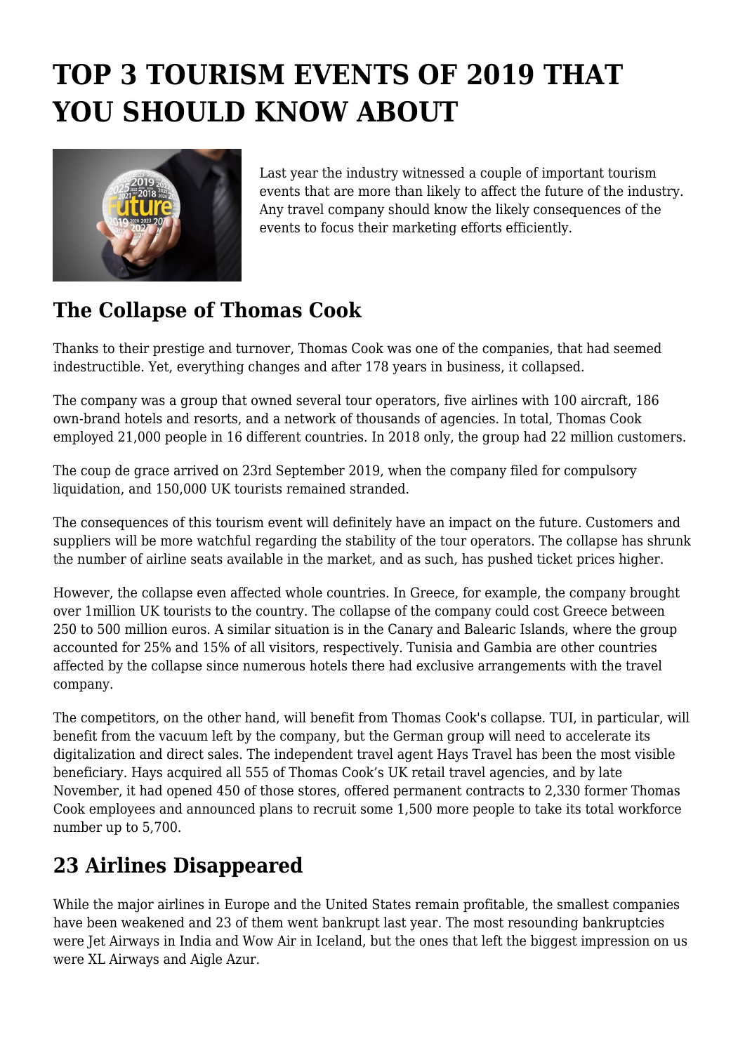# TOP 3 TOURISM EVENTS OF 2019 THAT YOU SHOULD KNOW ABOUT

Last year the industry witnessed a couple of important tourism events that are more than likely to affect the future of the industry. Any travel company should know the likely consequences of the events to focus their marketing efforts efficiently.

## The Collapse of Thomas Cook

Thanks to their prestige and turnover, Thomas Cook was one of the companies, that had seemed indestructible. Yet, everything changes and after 178 years in business, it collapsed.

The company was a group that owned several tour operators, five airlines with 100 aircraft, 186 own-brand hotels and resorts, and a network of thousands of agencies. In total, Thomas Cook employed 21,000 people in 16 different countries. In 2018 only, the group had 22 million customers.

The coup de grace arrived on 23rd September 2019, when the company filed for compulsory liquidation, and 150,000 UK tourists remained stranded.

The consequences of this tourism event will definitely have an impact on the future. Customers and suppliers will be more watchful regarding the stability of the tour operators. The collapse has shrunk the number of airline seats available in the market, and as such, has pushed ticket prices higher.

However, the collapse even affected whole countries. In Greece, for example, the company brought over 1million UK tourists to the country. The collapse of the company could cost Greece between 250 to 500 million euros. A similar situation is in the Canary and Balearic Islands, where the group accounted for 25% and 15% of all visitors, respectively. Tunisia and Gambia are other countries affected by the collapse since numerous hotels there had exclusive arrangements with the travel company.

The competitors, on the other hand, will benefit from Thomas Cook's collapse. TUI, in particular, will benefit from the vacuum left by the company, but the German group will need to accelerate its digitalization and direct sales. The independent travel agent Hays Travel has been the most visible beneficiary. Hays acquired all 555 of Thomas Cook's UK retail travel agencies, and by late November, it had opened 450 of those stores, offered permanent contracts to 2,330 former Thomas Cook employees and announced plans to recruit some 1,500 more people to take its total workforce number up to 5,700.

## 23 Airlines Disappeared

While the major airlines in Europe and the United States remain profitable, the smallest companies have been weakened and 23 of them went bankrupt last year. The most resounding bankruptcies were Jet Airways in India and Wow Air in Iceland, but the ones that left the biggest impression on us were XL Airways and Aigle Azur.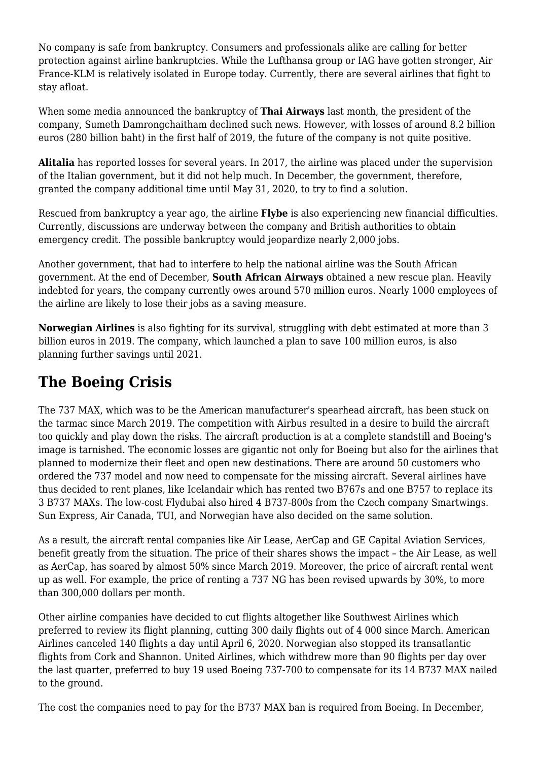No company is safe from bankruptcy. Consumers and professionals alike are calling for better protection against airline bankruptcies. While the Lufthansa group or IAG have gotten stronger, Air France-KLM is relatively isolated in Europe today. Currently, there are several airlines that fight to stay afloat.

When some media announced the bankruptcy of **Thai Airways** last month, the president of the company, Sumeth Damrongchaitham declined such news. However, with losses of around 8.2 billion euros (280 billion baht) in the first half of 2019, the future of the company is not quite positive.

**Alitalia** has reported losses for several years. In 2017, the airline was placed under the supervision of the Italian government, but it did not help much. In December, the government, therefore, granted the company additional time until May 31, 2020, to try to find a solution.

Rescued from bankruptcy a year ago, the airline **Flybe** is also experiencing new financial difficulties. Currently, discussions are underway between the company and British authorities to obtain emergency credit. The possible bankruptcy would jeopardize nearly 2,000 jobs.

Another government, that had to interfere to help the national airline was the South African government. At the end of December, **South African Airways** obtained a new rescue plan. Heavily indebted for years, the company currently owes around 570 million euros. Nearly 1000 employees of the airline are likely to lose their jobs as a saving measure.

**Norwegian Airlines** is also fighting for its survival, struggling with debt estimated at more than 3 billion euros in 2019. The company, which launched a plan to save 100 million euros, is also planning further savings until 2021.

## The Boeing Crisis

The 737 MAX, which was to be the American manufacturer's spearhead aircraft, has been stuck on the tarmac since March 2019. The competition with Airbus resulted in a desire to build the aircraft too quickly and play down the risks. The aircraft production is at a complete standstill and Boeing's image is tarnished. The economic losses are gigantic not only for Boeing but also for the airlines that planned to modernize their fleet and open new destinations. There are around 50 customers who ordered the 737 model and now need to compensate for the missing aircraft. Several airlines have thus decided to rent planes, like Icelandair which has rented two B767s and one B757 to replace its 3 B737 MAXs. The low-cost Flydubai also hired 4 B737-800s from the Czech company Smartwings. Sun Express, Air Canada, TUI, and Norwegian have also decided on the same solution.

As a result, the aircraft rental companies like Air Lease, AerCap and GE Capital Aviation Services, benefit greatly from the situation. The price of their shares shows the impact – the Air Lease, as well as AerCap, has soared by almost 50% since March 2019. Moreover, the price of aircraft rental went up as well. For example, the price of renting a 737 NG has been revised upwards by 30%, to more than 300,000 dollars per month.

Other airline companies have decided to cut flights altogether like Southwest Airlines which preferred to review its flight planning, cutting 300 daily flights out of 4 000 since March. American Airlines canceled 140 flights a day until April 6, 2020. Norwegian also stopped its transatlantic flights from Cork and Shannon. United Airlines, which withdrew more than 90 flights per day over the last quarter, preferred to buy 19 used Boeing 737-700 to compensate for its 14 B737 MAX nailed to the ground.

The cost the companies need to pay for the B737 MAX ban is required from Boeing. In December,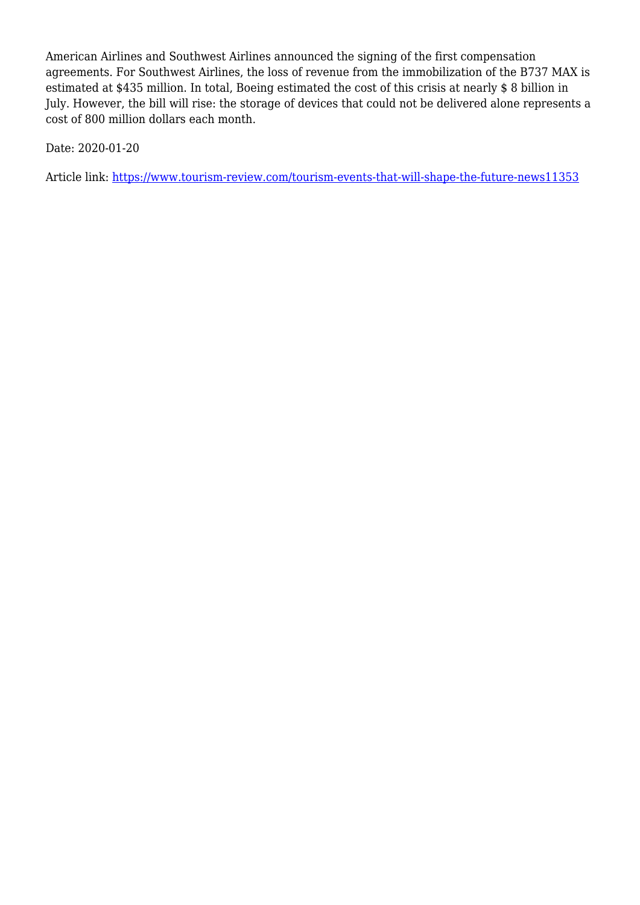American Airlines and Southwest Airlines announced the signing of the first compensation agreements. For Southwest Airlines, the loss of revenue from the immobilization of the B737 MAX is estimated at $435 million. In total, Boeing estimated the cost of this crisis at nearly $ 8 billion in July. However, the bill will rise: the storage of devices that could not be delivered alone represents a cost of 800 million dollars each month.

Date: 2020-01-20

Article link: [https://www.tourism-review.com/tourism-events-that-will-shape-the-future-news11353](https://www.tourism-review.com/tourism-events-that-will-shape-the-future-news11353)